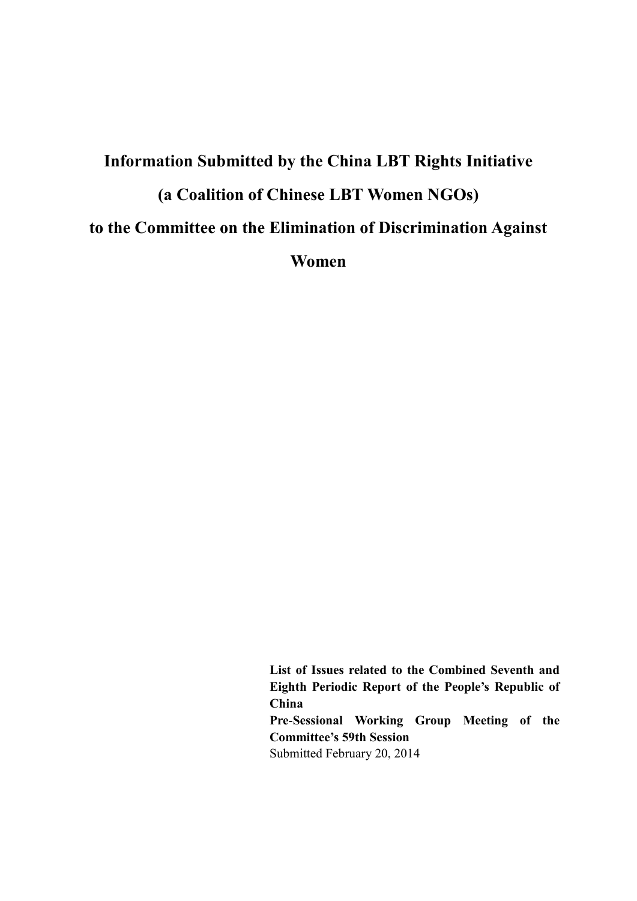# Information Submitted by the China LBT Rights Initiative (a Coalition of Chinese LBT Women NGOs) to the Committee on the Elimination of Discrimination Against Women

**List of Issues related to the Combined Seventh and Eighth Periodic Report of the People's Republic of China**
**Pre-Sessional Working Group Meeting of the Committee's 59th Session**
Submitted February 20, 2014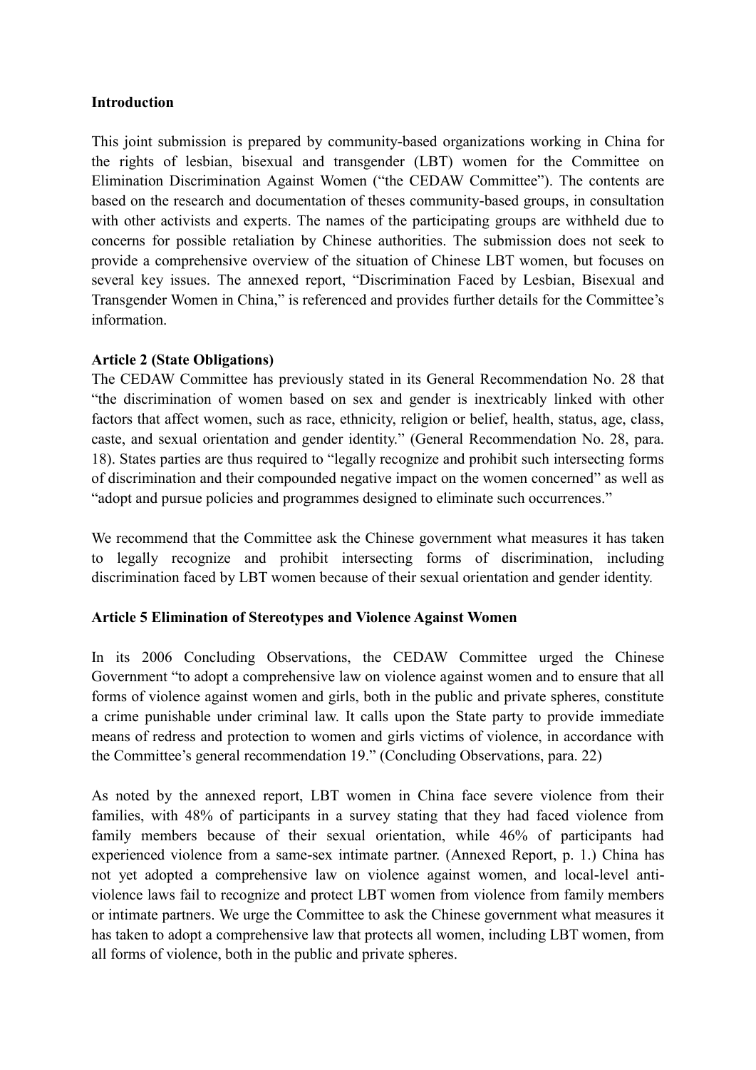**Introduction**

This joint submission is prepared by community-based organizations working in China for the rights of lesbian, bisexual and transgender (LBT) women for the Committee on Elimination Discrimination Against Women ("the CEDAW Committee"). The contents are based on the research and documentation of theses community-based groups, in consultation with other activists and experts. The names of the participating groups are withheld due to concerns for possible retaliation by Chinese authorities. The submission does not seek to provide a comprehensive overview of the situation of Chinese LBT women, but focuses on several key issues. The annexed report, "Discrimination Faced by Lesbian, Bisexual and Transgender Women in China," is referenced and provides further details for the Committee's information.

**Article 2 (State Obligations)**

The CEDAW Committee has previously stated in its General Recommendation No. 28 that "the discrimination of women based on sex and gender is inextricably linked with other factors that affect women, such as race, ethnicity, religion or belief, health, status, age, class, caste, and sexual orientation and gender identity." (General Recommendation No. 28, para. 18). States parties are thus required to "legally recognize and prohibit such intersecting forms of discrimination and their compounded negative impact on the women concerned" as well as "adopt and pursue policies and programmes designed to eliminate such occurrences."

We recommend that the Committee ask the Chinese government what measures it has taken to legally recognize and prohibit intersecting forms of discrimination, including discrimination faced by LBT women because of their sexual orientation and gender identity.

**Article 5 Elimination of Stereotypes and Violence Against Women**

In its 2006 Concluding Observations, the CEDAW Committee urged the Chinese Government "to adopt a comprehensive law on violence against women and to ensure that all forms of violence against women and girls, both in the public and private spheres, constitute a crime punishable under criminal law. It calls upon the State party to provide immediate means of redress and protection to women and girls victims of violence, in accordance with the Committee's general recommendation 19." (Concluding Observations, para. 22)

As noted by the annexed report, LBT women in China face severe violence from their families, with 48% of participants in a survey stating that they had faced violence from family members because of their sexual orientation, while 46% of participants had experienced violence from a same-sex intimate partner. (Annexed Report, p. 1.) China has not yet adopted a comprehensive law on violence against women, and local-level anti-violence laws fail to recognize and protect LBT women from violence from family members or intimate partners. We urge the Committee to ask the Chinese government what measures it has taken to adopt a comprehensive law that protects all women, including LBT women, from all forms of violence, both in the public and private spheres.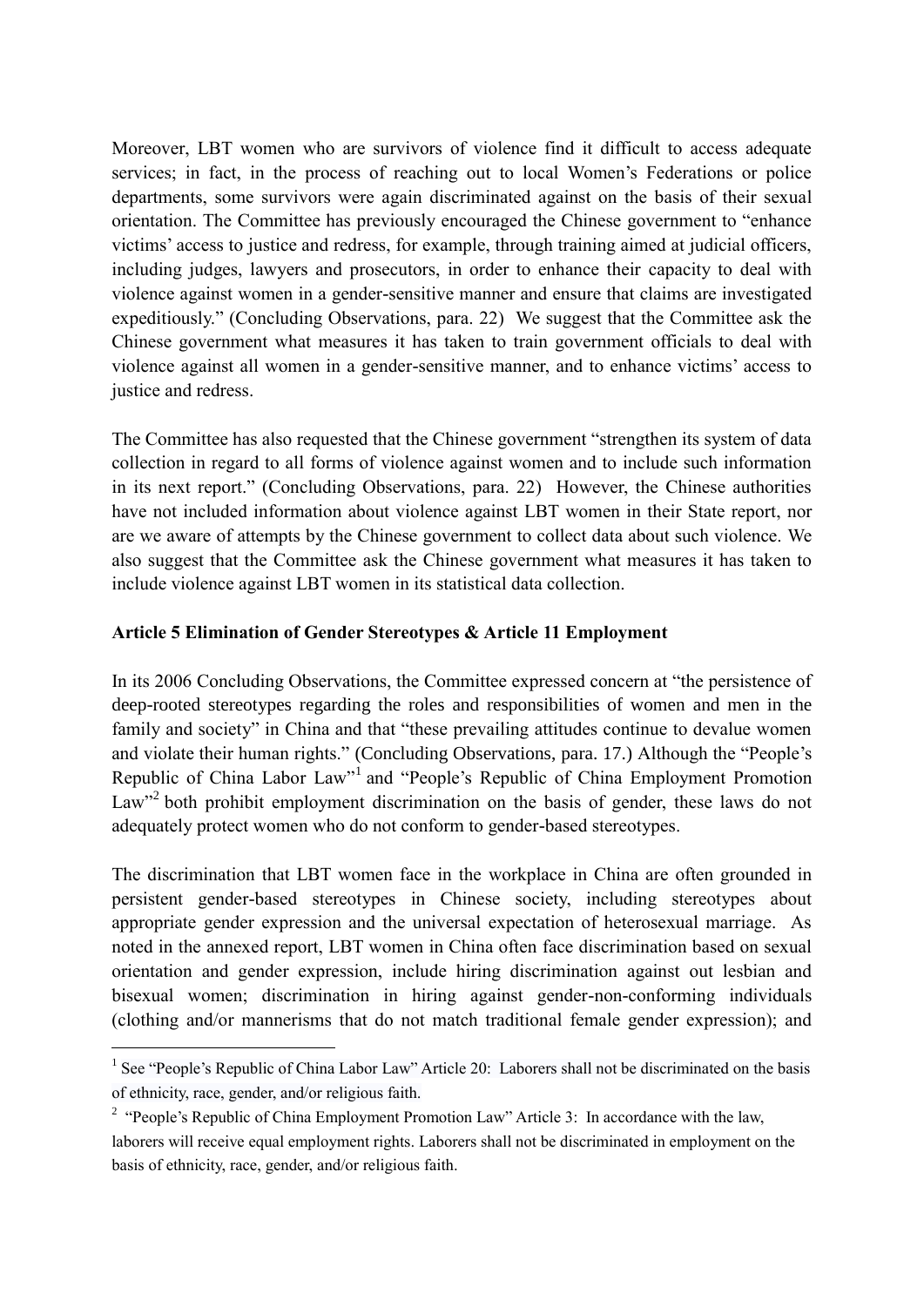Moreover, LBT women who are survivors of violence find it difficult to access adequate services; in fact, in the process of reaching out to local Women's Federations or police departments, some survivors were again discriminated against on the basis of their sexual orientation. The Committee has previously encouraged the Chinese government to "enhance victims' access to justice and redress, for example, through training aimed at judicial officers, including judges, lawyers and prosecutors, in order to enhance their capacity to deal with violence against women in a gender-sensitive manner and ensure that claims are investigated expeditiously." (Concluding Observations, para. 22) We suggest that the Committee ask the Chinese government what measures it has taken to train government officials to deal with violence against all women in a gender-sensitive manner, and to enhance victims' access to justice and redress.

The Committee has also requested that the Chinese government "strengthen its system of data collection in regard to all forms of violence against women and to include such information in its next report." (Concluding Observations, para. 22) However, the Chinese authorities have not included information about violence against LBT women in their State report, nor are we aware of attempts by the Chinese government to collect data about such violence. We also suggest that the Committee ask the Chinese government what measures it has taken to include violence against LBT women in its statistical data collection.

**Article 5 Elimination of Gender Stereotypes & Article 11 Employment**

In its 2006 Concluding Observations, the Committee expressed concern at "the persistence of deep-rooted stereotypes regarding the roles and responsibilities of women and men in the family and society" in China and that "these prevailing attitudes continue to devalue women and violate their human rights." (Concluding Observations, para. 17.) Although the "People's Republic of China Labor Law"[1] and "People's Republic of China Employment Promotion Law"[2] both prohibit employment discrimination on the basis of gender, these laws do not adequately protect women who do not conform to gender-based stereotypes.

The discrimination that LBT women face in the workplace in China are often grounded in persistent gender-based stereotypes in Chinese society, including stereotypes about appropriate gender expression and the universal expectation of heterosexual marriage. As noted in the annexed report, LBT women in China often face discrimination based on sexual orientation and gender expression, include hiring discrimination against out lesbian and bisexual women; discrimination in hiring against gender-non-conforming individuals (clothing and/or mannerisms that do not match traditional female gender expression); and

---

[1] See "People's Republic of China Labor Law" Article 20: Laborers shall not be discriminated on the basis of ethnicity, race, gender, and/or religious faith.

[2] "People's Republic of China Employment Promotion Law" Article 3: In accordance with the law, laborers will receive equal employment rights. Laborers shall not be discriminated in employment on the basis of ethnicity, race, gender, and/or religious faith.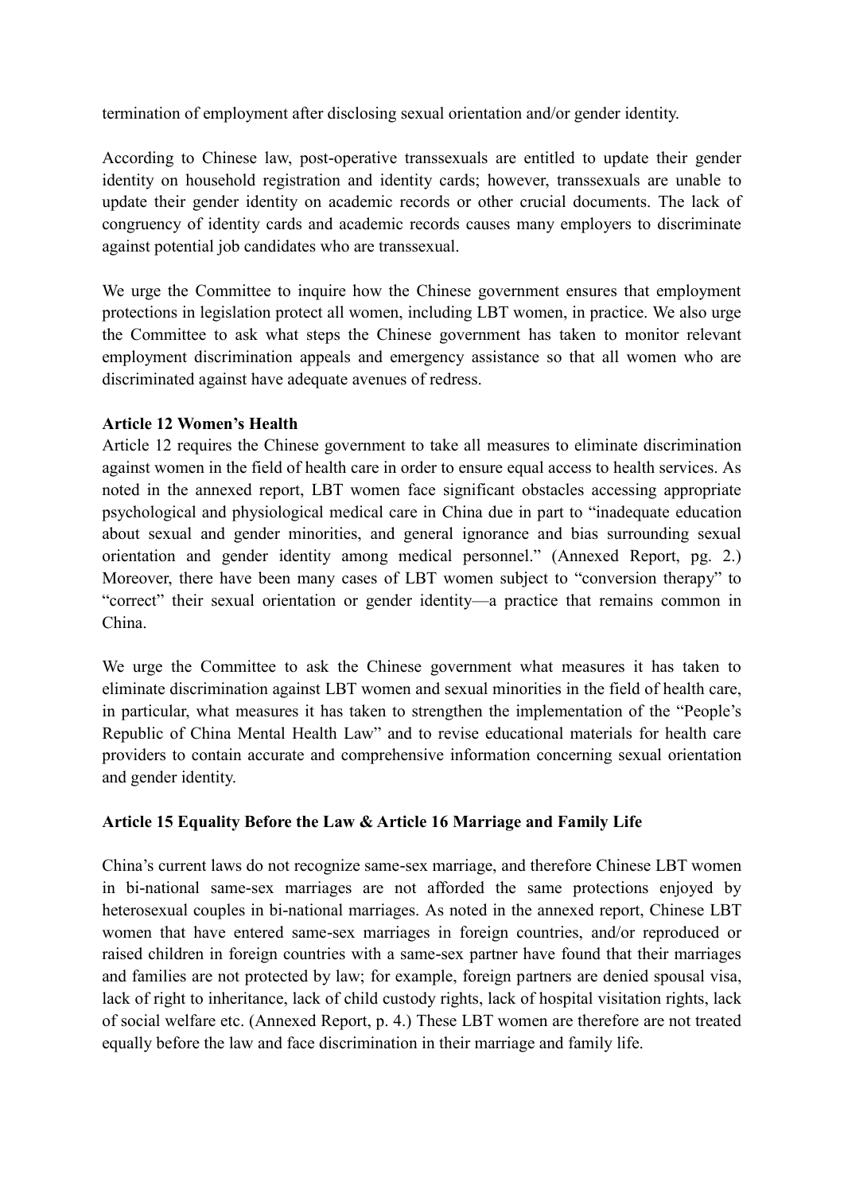termination of employment after disclosing sexual orientation and/or gender identity.

According to Chinese law, post-operative transsexuals are entitled to update their gender identity on household registration and identity cards; however, transsexuals are unable to update their gender identity on academic records or other crucial documents. The lack of congruency of identity cards and academic records causes many employers to discriminate against potential job candidates who are transsexual.

We urge the Committee to inquire how the Chinese government ensures that employment protections in legislation protect all women, including LBT women, in practice. We also urge the Committee to ask what steps the Chinese government has taken to monitor relevant employment discrimination appeals and emergency assistance so that all women who are discriminated against have adequate avenues of redress.

**Article 12 Women's Health**

Article 12 requires the Chinese government to take all measures to eliminate discrimination against women in the field of health care in order to ensure equal access to health services. As noted in the annexed report, LBT women face significant obstacles accessing appropriate psychological and physiological medical care in China due in part to "inadequate education about sexual and gender minorities, and general ignorance and bias surrounding sexual orientation and gender identity among medical personnel." (Annexed Report, pg. 2.) Moreover, there have been many cases of LBT women subject to "conversion therapy" to "correct" their sexual orientation or gender identity—a practice that remains common in China.

We urge the Committee to ask the Chinese government what measures it has taken to eliminate discrimination against LBT women and sexual minorities in the field of health care, in particular, what measures it has taken to strengthen the implementation of the "People's Republic of China Mental Health Law" and to revise educational materials for health care providers to contain accurate and comprehensive information concerning sexual orientation and gender identity.

**Article 15 Equality Before the Law & Article 16 Marriage and Family Life**

China's current laws do not recognize same-sex marriage, and therefore Chinese LBT women in bi-national same-sex marriages are not afforded the same protections enjoyed by heterosexual couples in bi-national marriages. As noted in the annexed report, Chinese LBT women that have entered same-sex marriages in foreign countries, and/or reproduced or raised children in foreign countries with a same-sex partner have found that their marriages and families are not protected by law; for example, foreign partners are denied spousal visa, lack of right to inheritance, lack of child custody rights, lack of hospital visitation rights, lack of social welfare etc. (Annexed Report, p. 4.) These LBT women are therefore are not treated equally before the law and face discrimination in their marriage and family life.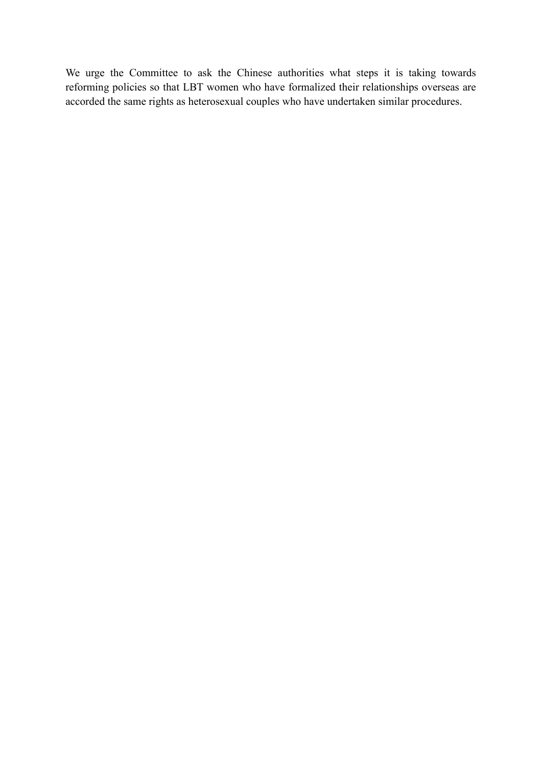We urge the Committee to ask the Chinese authorities what steps it is taking towards reforming policies so that LBT women who have formalized their relationships overseas are accorded the same rights as heterosexual couples who have undertaken similar procedures.